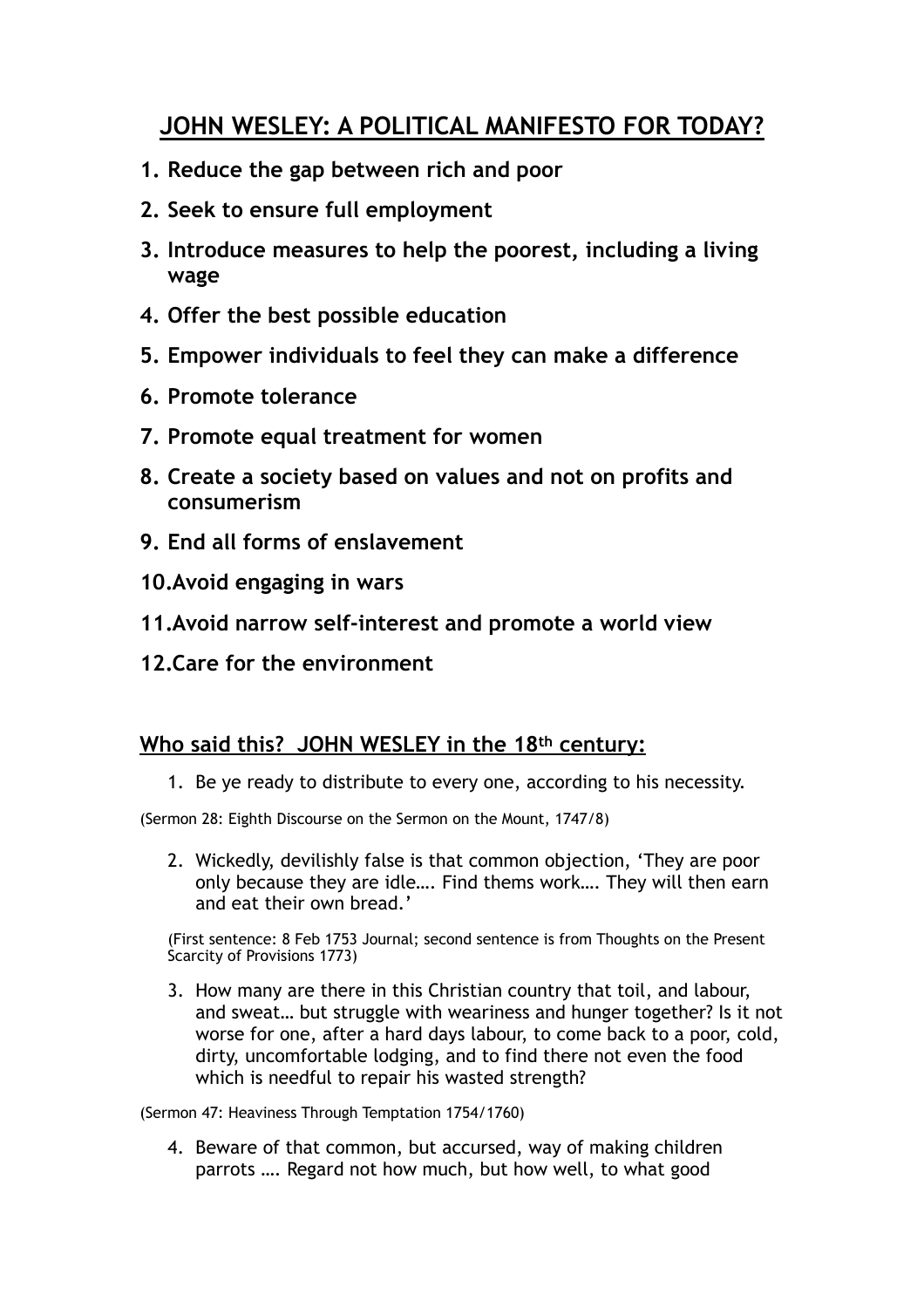# JOHN WESLEY: A POLITICAL MANIFESTO FOR TODAY?

1. **Reduce the gap between rich and poor**
2. **Seek to ensure full employment**
3. **Introduce measures to help the poorest, including a living wage**
4. **Offer the best possible education**
5. **Empower individuals to feel they can make a difference**
6. **Promote tolerance**
7. **Promote equal treatment for women**
8. **Create a society based on values and not on profits and consumerism**
9. **End all forms of enslavement**
10. **Avoid engaging in wars**
11. **Avoid narrow self-interest and promote a world view**
12. **Care for the environment**

## Who said this? JOHN WESLEY in the 18th century:

1. Be ye ready to distribute to every one, according to his necessity.

(Sermon 28: Eighth Discourse on the Sermon on the Mount, 1747/8)

2. Wickedly, devilishly false is that common objection, 'They are poor only because they are idle…. Find thems work…. They will then earn and eat their own bread.'

(First sentence: 8 Feb 1753 Journal; second sentence is from Thoughts on the Present Scarcity of Provisions 1773)

3. How many are there in this Christian country that toil, and labour, and sweat… but struggle with weariness and hunger together? Is it not worse for one, after a hard days labour, to come back to a poor, cold, dirty, uncomfortable lodging, and to find there not even the food which is needful to repair his wasted strength?

(Sermon 47: Heaviness Through Temptation 1754/1760)

4. Beware of that common, but accursed, way of making children parrots …. Regard not how much, but how well, to what good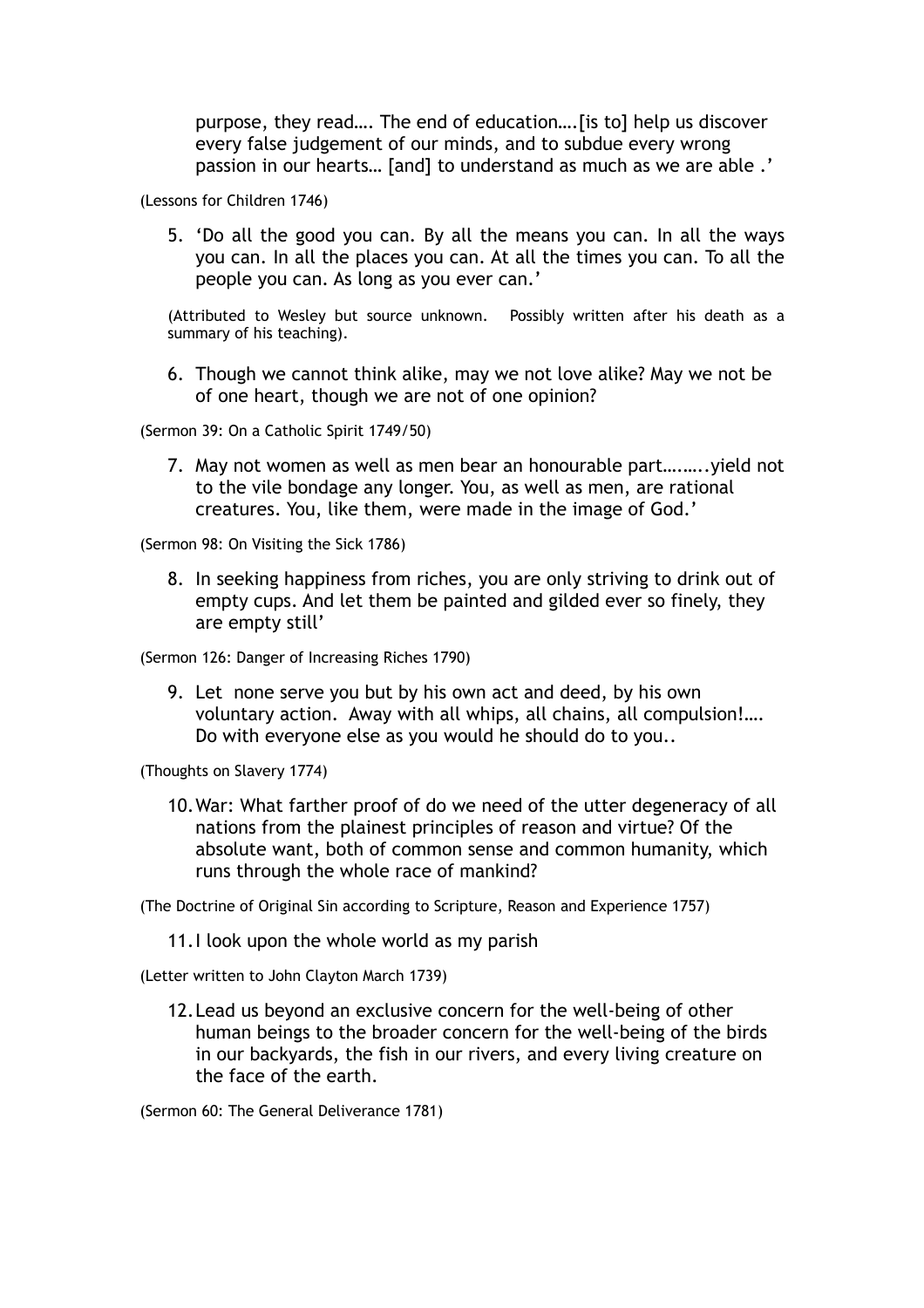purpose, they read…. The end of education….[is to] help us discover every false judgement of our minds, and to subdue every wrong passion in our hearts… [and] to understand as much as we are able .'

(Lessons for Children 1746)

5. 'Do all the good you can. By all the means you can. In all the ways you can. In all the places you can. At all the times you can. To all the people you can. As long as you ever can.'

   (Attributed to Wesley but source unknown. Possibly written after his death as a summary of his teaching).

6. Though we cannot think alike, may we not love alike? May we not be of one heart, though we are not of one opinion?

(Sermon 39: On a Catholic Spirit 1749/50)

7. May not women as well as men bear an honourable part……..yield not to the vile bondage any longer. You, as well as men, are rational creatures. You, like them, were made in the image of God.'

(Sermon 98: On Visiting the Sick 1786)

8. In seeking happiness from riches, you are only striving to drink out of empty cups. And let them be painted and gilded ever so finely, they are empty still'

(Sermon 126: Danger of Increasing Riches 1790)

9. Let none serve you but by his own act and deed, by his own voluntary action. Away with all whips, all chains, all compulsion!…. Do with everyone else as you would he should do to you..

(Thoughts on Slavery 1774)

10. War: What farther proof of do we need of the utter degeneracy of all nations from the plainest principles of reason and virtue? Of the absolute want, both of common sense and common humanity, which runs through the whole race of mankind?

(The Doctrine of Original Sin according to Scripture, Reason and Experience 1757)

11. I look upon the whole world as my parish

(Letter written to John Clayton March 1739)

12. Lead us beyond an exclusive concern for the well-being of other human beings to the broader concern for the well-being of the birds in our backyards, the fish in our rivers, and every living creature on the face of the earth.

(Sermon 60: The General Deliverance 1781)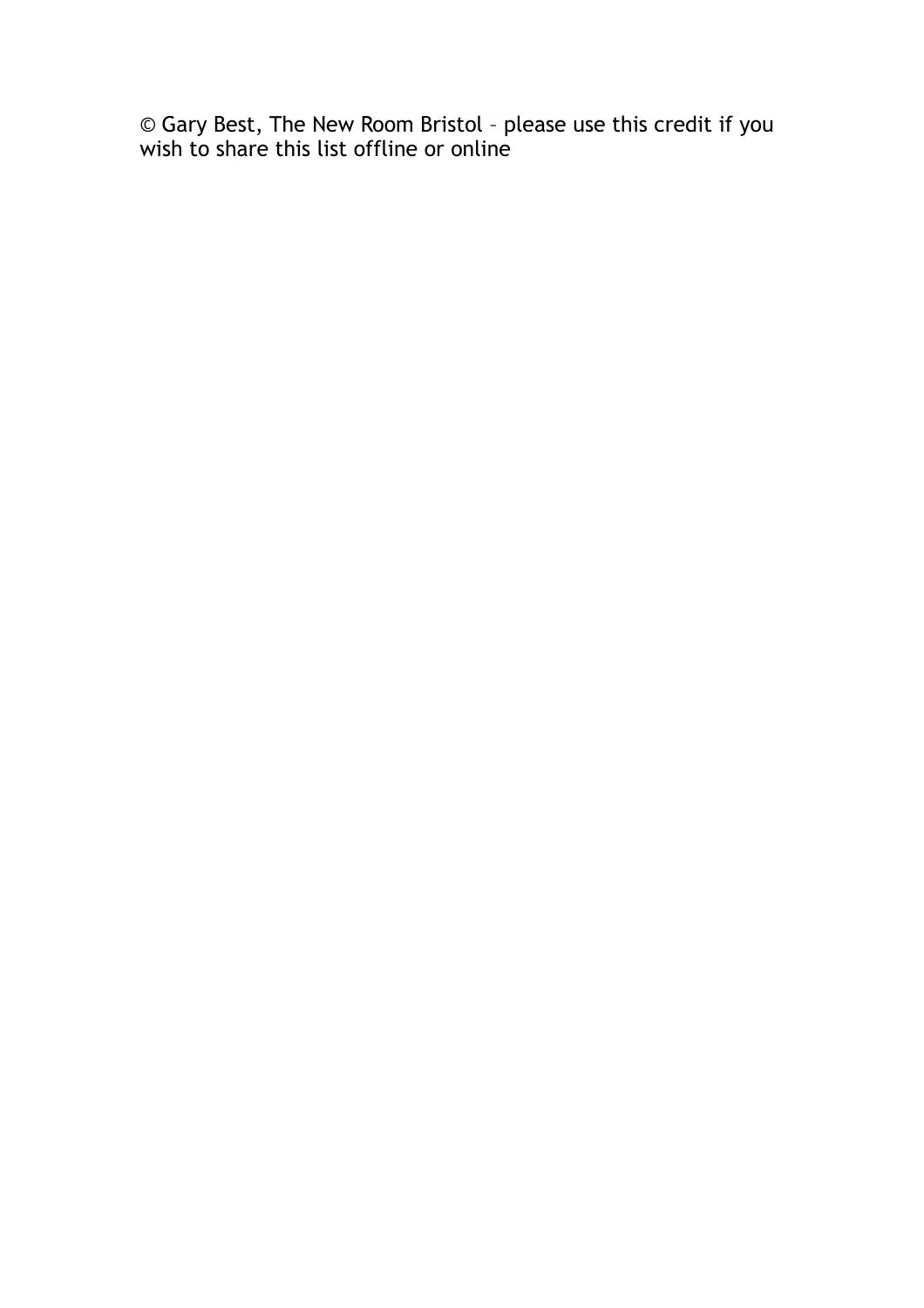© Gary Best, The New Room Bristol – please use this credit if you wish to share this list offline or online